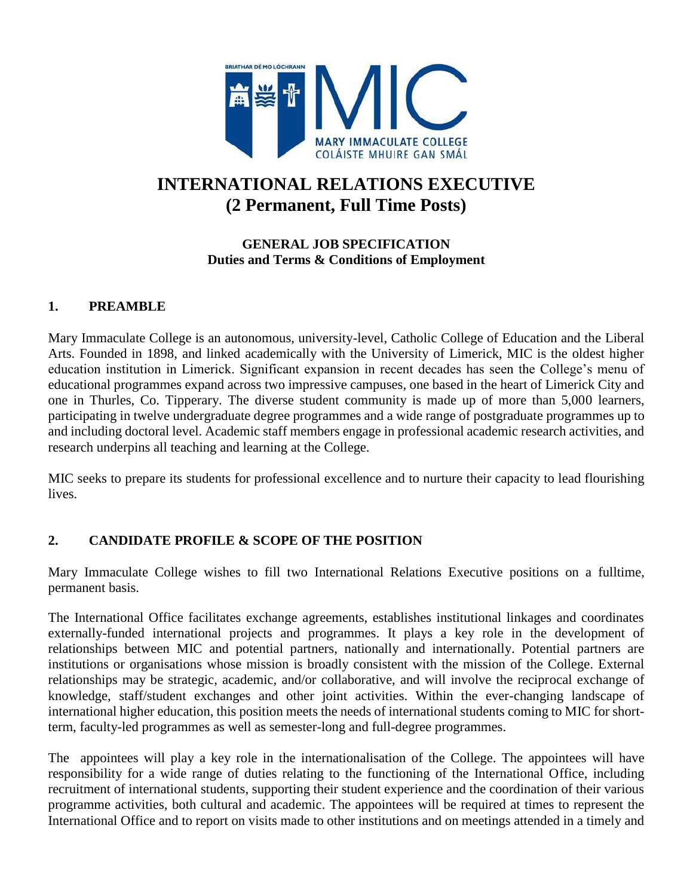# INTERNATIONAL RELATIONS EXECUTIVE
# (2 Permanent, Full Time Posts)

**GENERAL JOB SPECIFICATION**
**Duties and Terms & Conditions of Employment**

## 1. PREAMBLE

Mary Immaculate College is an autonomous, university-level, Catholic College of Education and the Liberal Arts. Founded in 1898, and linked academically with the University of Limerick, MIC is the oldest higher education institution in Limerick. Significant expansion in recent decades has seen the College's menu of educational programmes expand across two impressive campuses, one based in the heart of Limerick City and one in Thurles, Co. Tipperary. The diverse student community is made up of more than 5,000 learners, participating in twelve undergraduate degree programmes and a wide range of postgraduate programmes up to and including doctoral level. Academic staff members engage in professional academic research activities, and research underpins all teaching and learning at the College.

MIC seeks to prepare its students for professional excellence and to nurture their capacity to lead flourishing lives.

## 2. CANDIDATE PROFILE & SCOPE OF THE POSITION

Mary Immaculate College wishes to fill two International Relations Executive positions on a fulltime, permanent basis.

The International Office facilitates exchange agreements, establishes institutional linkages and coordinates externally-funded international projects and programmes. It plays a key role in the development of relationships between MIC and potential partners, nationally and internationally. Potential partners are institutions or organisations whose mission is broadly consistent with the mission of the College. External relationships may be strategic, academic, and/or collaborative, and will involve the reciprocal exchange of knowledge, staff/student exchanges and other joint activities. Within the ever-changing landscape of international higher education, this position meets the needs of international students coming to MIC for short-term, faculty-led programmes as well as semester-long and full-degree programmes.

The appointees will play a key role in the internationalisation of the College. The appointees will have responsibility for a wide range of duties relating to the functioning of the International Office, including recruitment of international students, supporting their student experience and the coordination of their various programme activities, both cultural and academic. The appointees will be required at times to represent the International Office and to report on visits made to other institutions and on meetings attended in a timely and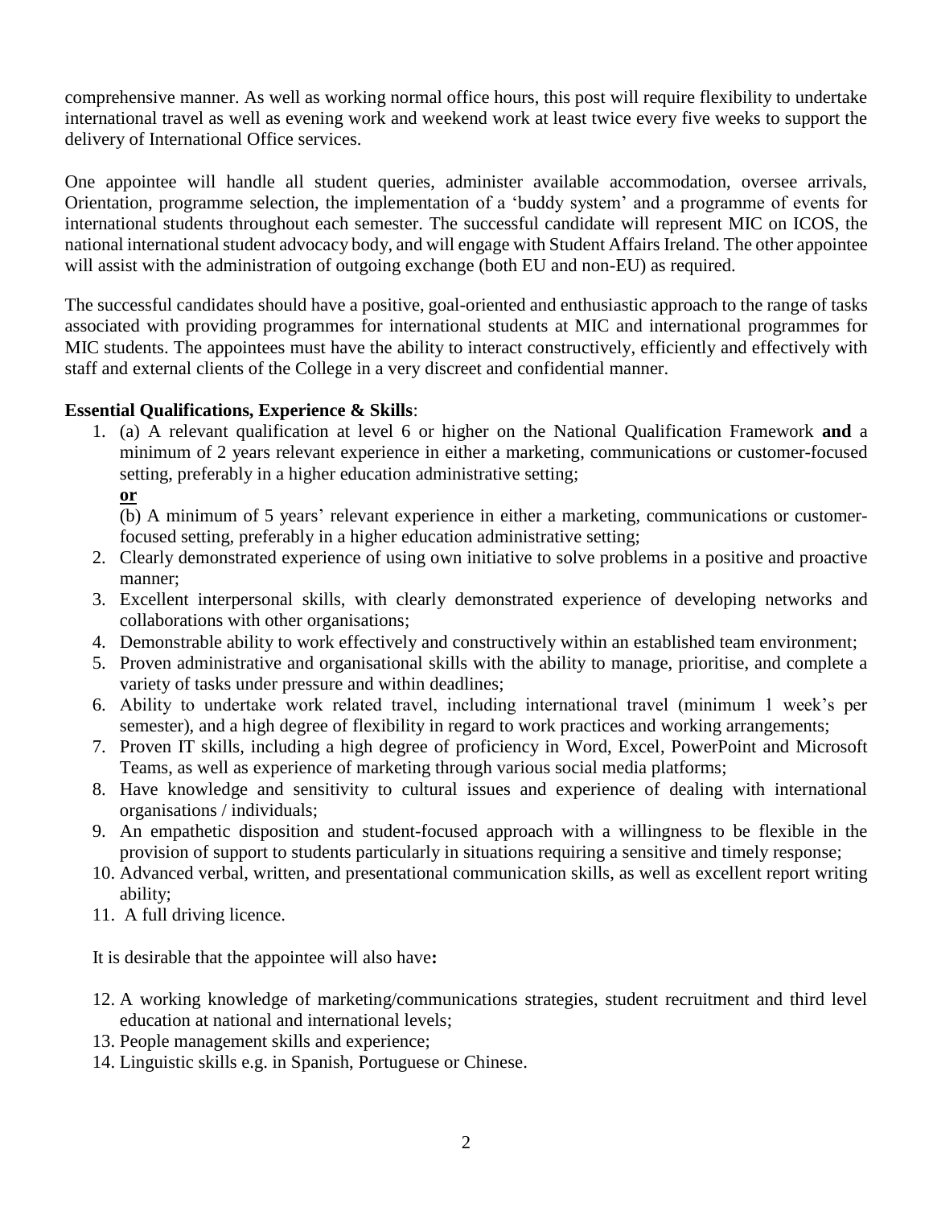comprehensive manner. As well as working normal office hours, this post will require flexibility to undertake international travel as well as evening work and weekend work at least twice every five weeks to support the delivery of International Office services.

One appointee will handle all student queries, administer available accommodation, oversee arrivals, Orientation, programme selection, the implementation of a 'buddy system' and a programme of events for international students throughout each semester. The successful candidate will represent MIC on ICOS, the national international student advocacy body, and will engage with Student Affairs Ireland. The other appointee will assist with the administration of outgoing exchange (both EU and non-EU) as required.

The successful candidates should have a positive, goal-oriented and enthusiastic approach to the range of tasks associated with providing programmes for international students at MIC and international programmes for MIC students. The appointees must have the ability to interact constructively, efficiently and effectively with staff and external clients of the College in a very discreet and confidential manner.

**Essential Qualifications, Experience & Skills**:

1. (a) A relevant qualification at level 6 or higher on the National Qualification Framework **and** a minimum of 2 years relevant experience in either a marketing, communications or customer-focused setting, preferably in a higher education administrative setting;
   <u>**or**</u>
   (b) A minimum of 5 years' relevant experience in either a marketing, communications or customer-focused setting, preferably in a higher education administrative setting;
2. Clearly demonstrated experience of using own initiative to solve problems in a positive and proactive manner;
3. Excellent interpersonal skills, with clearly demonstrated experience of developing networks and collaborations with other organisations;
4. Demonstrable ability to work effectively and constructively within an established team environment;
5. Proven administrative and organisational skills with the ability to manage, prioritise, and complete a variety of tasks under pressure and within deadlines;
6. Ability to undertake work related travel, including international travel (minimum 1 week's per semester), and a high degree of flexibility in regard to work practices and working arrangements;
7. Proven IT skills, including a high degree of proficiency in Word, Excel, PowerPoint and Microsoft Teams, as well as experience of marketing through various social media platforms;
8. Have knowledge and sensitivity to cultural issues and experience of dealing with international organisations / individuals;
9. An empathetic disposition and student-focused approach with a willingness to be flexible in the provision of support to students particularly in situations requiring a sensitive and timely response;
10. Advanced verbal, written, and presentational communication skills, as well as excellent report writing ability;
11. A full driving licence.

It is desirable that the appointee will also have**:**

12. A working knowledge of marketing/communications strategies, student recruitment and third level education at national and international levels;
13. People management skills and experience;
14. Linguistic skills e.g. in Spanish, Portuguese or Chinese.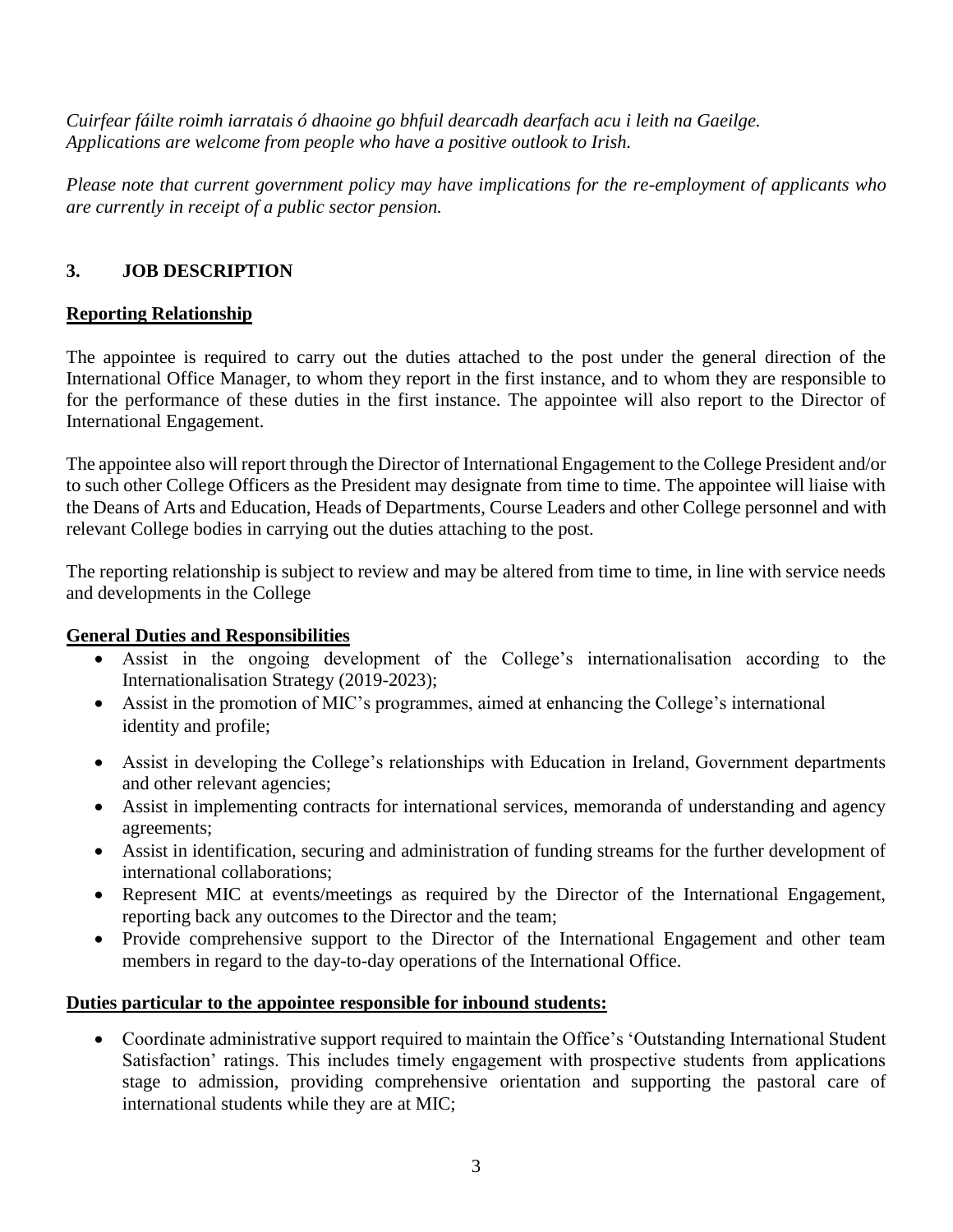*Cuirfear fáilte roimh iarratais ó dhaoine go bhfuil dearcadh dearfach acu i leith na Gaeilge.*
*Applications are welcome from people who have a positive outlook to Irish.*

*Please note that current government policy may have implications for the re-employment of applicants who are currently in receipt of a public sector pension.*

## 3. JOB DESCRIPTION

**Reporting Relationship**

The appointee is required to carry out the duties attached to the post under the general direction of the International Office Manager, to whom they report in the first instance, and to whom they are responsible to for the performance of these duties in the first instance. The appointee will also report to the Director of International Engagement.

The appointee also will report through the Director of International Engagement to the College President and/or to such other College Officers as the President may designate from time to time. The appointee will liaise with the Deans of Arts and Education, Heads of Departments, Course Leaders and other College personnel and with relevant College bodies in carrying out the duties attaching to the post.

The reporting relationship is subject to review and may be altered from time to time, in line with service needs and developments in the College

**General Duties and Responsibilities**

- Assist in the ongoing development of the College's internationalisation according to the Internationalisation Strategy (2019-2023);
- Assist in the promotion of MIC's programmes, aimed at enhancing the College's international identity and profile;
- Assist in developing the College's relationships with Education in Ireland, Government departments and other relevant agencies;
- Assist in implementing contracts for international services, memoranda of understanding and agency agreements;
- Assist in identification, securing and administration of funding streams for the further development of international collaborations;
- Represent MIC at events/meetings as required by the Director of the International Engagement, reporting back any outcomes to the Director and the team;
- Provide comprehensive support to the Director of the International Engagement and other team members in regard to the day-to-day operations of the International Office.

**Duties particular to the appointee responsible for inbound students:**

- Coordinate administrative support required to maintain the Office's 'Outstanding International Student Satisfaction' ratings. This includes timely engagement with prospective students from applications stage to admission, providing comprehensive orientation and supporting the pastoral care of international students while they are at MIC;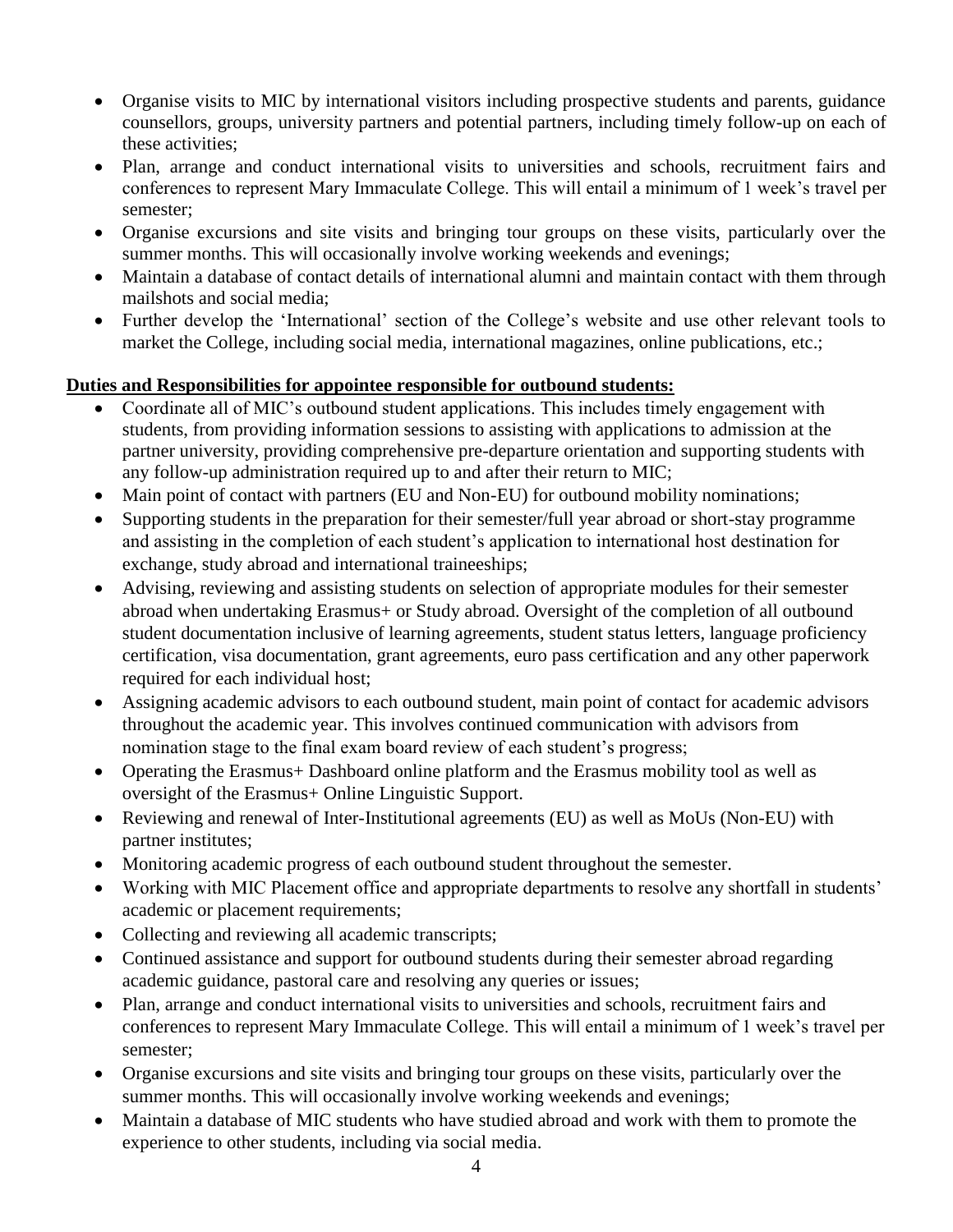- Organise visits to MIC by international visitors including prospective students and parents, guidance counsellors, groups, university partners and potential partners, including timely follow-up on each of these activities;
- Plan, arrange and conduct international visits to universities and schools, recruitment fairs and conferences to represent Mary Immaculate College. This will entail a minimum of 1 week's travel per semester;
- Organise excursions and site visits and bringing tour groups on these visits, particularly over the summer months. This will occasionally involve working weekends and evenings;
- Maintain a database of contact details of international alumni and maintain contact with them through mailshots and social media;
- Further develop the 'International' section of the College's website and use other relevant tools to market the College, including social media, international magazines, online publications, etc.;

**Duties and Responsibilities for appointee responsible for outbound students:**

- Coordinate all of MIC's outbound student applications. This includes timely engagement with students, from providing information sessions to assisting with applications to admission at the partner university, providing comprehensive pre-departure orientation and supporting students with any follow-up administration required up to and after their return to MIC;
- Main point of contact with partners (EU and Non-EU) for outbound mobility nominations;
- Supporting students in the preparation for their semester/full year abroad or short-stay programme and assisting in the completion of each student's application to international host destination for exchange, study abroad and international traineeships;
- Advising, reviewing and assisting students on selection of appropriate modules for their semester abroad when undertaking Erasmus+ or Study abroad. Oversight of the completion of all outbound student documentation inclusive of learning agreements, student status letters, language proficiency certification, visa documentation, grant agreements, euro pass certification and any other paperwork required for each individual host;
- Assigning academic advisors to each outbound student, main point of contact for academic advisors throughout the academic year. This involves continued communication with advisors from nomination stage to the final exam board review of each student's progress;
- Operating the Erasmus+ Dashboard online platform and the Erasmus mobility tool as well as oversight of the Erasmus+ Online Linguistic Support.
- Reviewing and renewal of Inter-Institutional agreements (EU) as well as MoUs (Non-EU) with partner institutes;
- Monitoring academic progress of each outbound student throughout the semester.
- Working with MIC Placement office and appropriate departments to resolve any shortfall in students' academic or placement requirements;
- Collecting and reviewing all academic transcripts;
- Continued assistance and support for outbound students during their semester abroad regarding academic guidance, pastoral care and resolving any queries or issues;
- Plan, arrange and conduct international visits to universities and schools, recruitment fairs and conferences to represent Mary Immaculate College. This will entail a minimum of 1 week's travel per semester;
- Organise excursions and site visits and bringing tour groups on these visits, particularly over the summer months. This will occasionally involve working weekends and evenings;
- Maintain a database of MIC students who have studied abroad and work with them to promote the experience to other students, including via social media.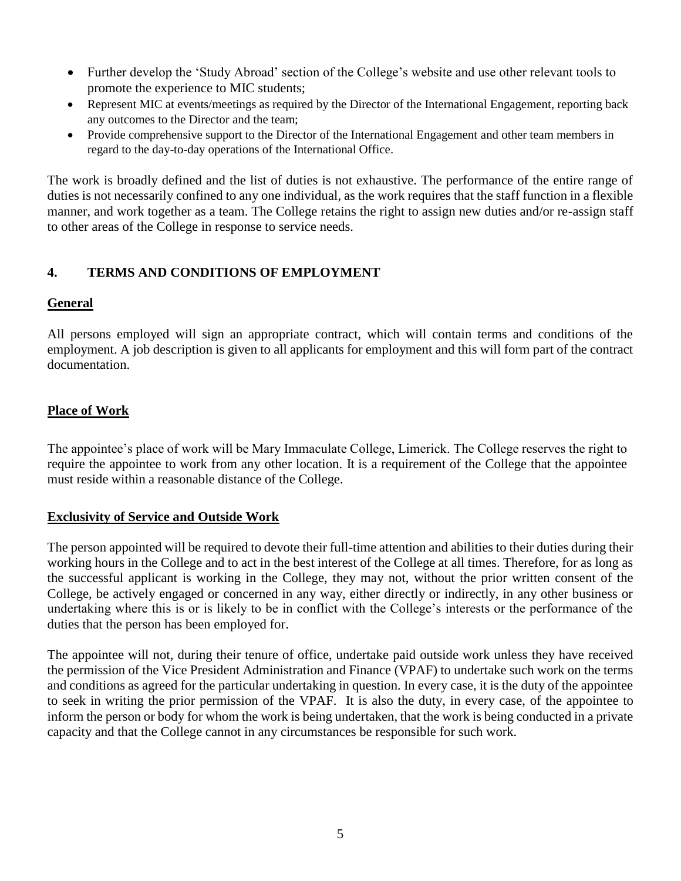- Further develop the 'Study Abroad' section of the College's website and use other relevant tools to promote the experience to MIC students;
- Represent MIC at events/meetings as required by the Director of the International Engagement, reporting back any outcomes to the Director and the team;
- Provide comprehensive support to the Director of the International Engagement and other team members in regard to the day-to-day operations of the International Office.

The work is broadly defined and the list of duties is not exhaustive. The performance of the entire range of duties is not necessarily confined to any one individual, as the work requires that the staff function in a flexible manner, and work together as a team. The College retains the right to assign new duties and/or re-assign staff to other areas of the College in response to service needs.

## 4. TERMS AND CONDITIONS OF EMPLOYMENT

### General

All persons employed will sign an appropriate contract, which will contain terms and conditions of the employment. A job description is given to all applicants for employment and this will form part of the contract documentation.

### Place of Work

The appointee's place of work will be Mary Immaculate College, Limerick. The College reserves the right to require the appointee to work from any other location. It is a requirement of the College that the appointee must reside within a reasonable distance of the College.

### Exclusivity of Service and Outside Work

The person appointed will be required to devote their full-time attention and abilities to their duties during their working hours in the College and to act in the best interest of the College at all times. Therefore, for as long as the successful applicant is working in the College, they may not, without the prior written consent of the College, be actively engaged or concerned in any way, either directly or indirectly, in any other business or undertaking where this is or is likely to be in conflict with the College's interests or the performance of the duties that the person has been employed for.

The appointee will not, during their tenure of office, undertake paid outside work unless they have received the permission of the Vice President Administration and Finance (VPAF) to undertake such work on the terms and conditions as agreed for the particular undertaking in question. In every case, it is the duty of the appointee to seek in writing the prior permission of the VPAF. It is also the duty, in every case, of the appointee to inform the person or body for whom the work is being undertaken, that the work is being conducted in a private capacity and that the College cannot in any circumstances be responsible for such work.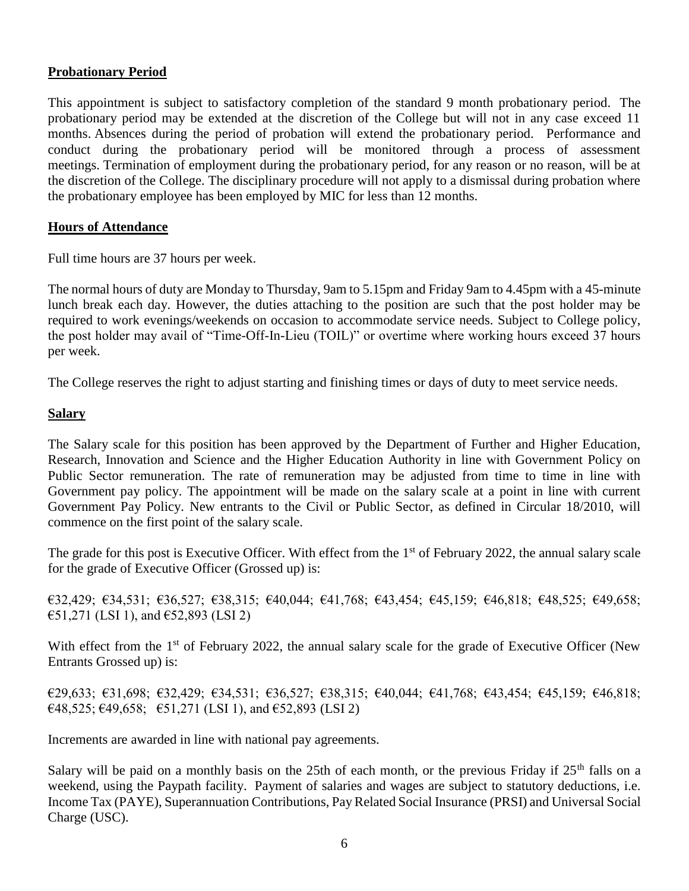## Probationary Period

This appointment is subject to satisfactory completion of the standard 9 month probationary period. The probationary period may be extended at the discretion of the College but will not in any case exceed 11 months. Absences during the period of probation will extend the probationary period. Performance and conduct during the probationary period will be monitored through a process of assessment meetings. Termination of employment during the probationary period, for any reason or no reason, will be at the discretion of the College. The disciplinary procedure will not apply to a dismissal during probation where the probationary employee has been employed by MIC for less than 12 months.

## Hours of Attendance

Full time hours are 37 hours per week.

The normal hours of duty are Monday to Thursday, 9am to 5.15pm and Friday 9am to 4.45pm with a 45-minute lunch break each day. However, the duties attaching to the position are such that the post holder may be required to work evenings/weekends on occasion to accommodate service needs. Subject to College policy, the post holder may avail of "Time-Off-In-Lieu (TOIL)" or overtime where working hours exceed 37 hours per week.

The College reserves the right to adjust starting and finishing times or days of duty to meet service needs.

## Salary

The Salary scale for this position has been approved by the Department of Further and Higher Education, Research, Innovation and Science and the Higher Education Authority in line with Government Policy on Public Sector remuneration. The rate of remuneration may be adjusted from time to time in line with Government pay policy. The appointment will be made on the salary scale at a point in line with current Government Pay Policy. New entrants to the Civil or Public Sector, as defined in Circular 18/2010, will commence on the first point of the salary scale.

The grade for this post is Executive Officer. With effect from the 1st of February 2022, the annual salary scale for the grade of Executive Officer (Grossed up) is:

€32,429; €34,531; €36,527; €38,315; €40,044; €41,768; €43,454; €45,159; €46,818; €48,525; €49,658; €51,271 (LSI 1), and €52,893 (LSI 2)

With effect from the 1st of February 2022, the annual salary scale for the grade of Executive Officer (New Entrants Grossed up) is:

€29,633; €31,698; €32,429; €34,531; €36,527; €38,315; €40,044; €41,768; €43,454; €45,159; €46,818; €48,525; €49,658; €51,271 (LSI 1), and €52,893 (LSI 2)

Increments are awarded in line with national pay agreements.

Salary will be paid on a monthly basis on the 25th of each month, or the previous Friday if 25th falls on a weekend, using the Paypath facility. Payment of salaries and wages are subject to statutory deductions, i.e. Income Tax (PAYE), Superannuation Contributions, Pay Related Social Insurance (PRSI) and Universal Social Charge (USC).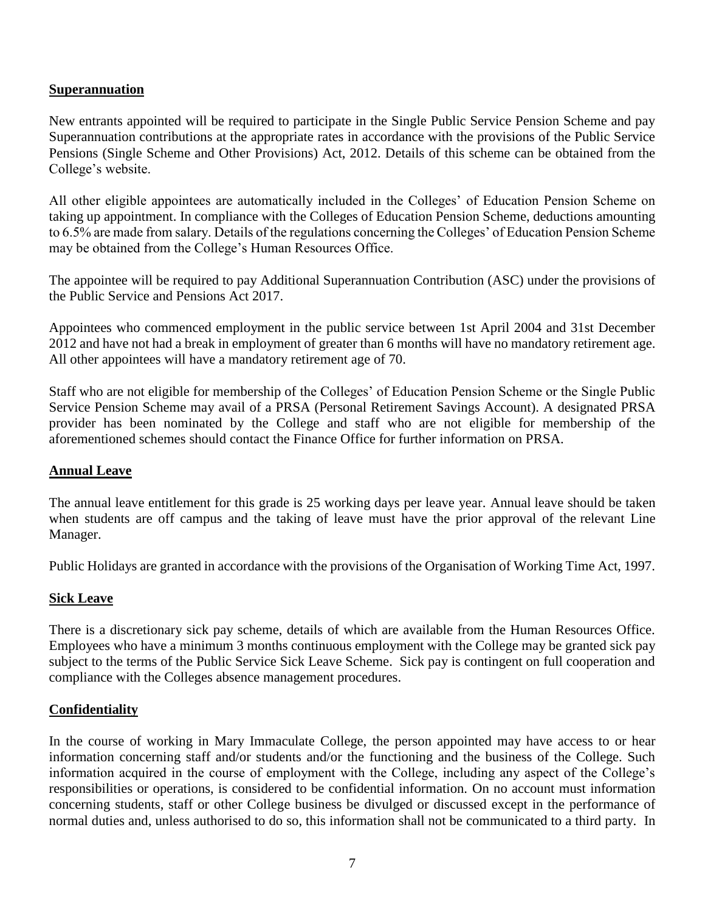## Superannuation

New entrants appointed will be required to participate in the Single Public Service Pension Scheme and pay Superannuation contributions at the appropriate rates in accordance with the provisions of the Public Service Pensions (Single Scheme and Other Provisions) Act, 2012. Details of this scheme can be obtained from the College's website.

All other eligible appointees are automatically included in the Colleges' of Education Pension Scheme on taking up appointment. In compliance with the Colleges of Education Pension Scheme, deductions amounting to 6.5% are made from salary. Details of the regulations concerning the Colleges' of Education Pension Scheme may be obtained from the College's Human Resources Office.

The appointee will be required to pay Additional Superannuation Contribution (ASC) under the provisions of the Public Service and Pensions Act 2017.

Appointees who commenced employment in the public service between 1st April 2004 and 31st December 2012 and have not had a break in employment of greater than 6 months will have no mandatory retirement age. All other appointees will have a mandatory retirement age of 70.

Staff who are not eligible for membership of the Colleges' of Education Pension Scheme or the Single Public Service Pension Scheme may avail of a PRSA (Personal Retirement Savings Account). A designated PRSA provider has been nominated by the College and staff who are not eligible for membership of the aforementioned schemes should contact the Finance Office for further information on PRSA.

## Annual Leave

The annual leave entitlement for this grade is 25 working days per leave year. Annual leave should be taken when students are off campus and the taking of leave must have the prior approval of the relevant Line Manager.

Public Holidays are granted in accordance with the provisions of the Organisation of Working Time Act, 1997.

## Sick Leave

There is a discretionary sick pay scheme, details of which are available from the Human Resources Office. Employees who have a minimum 3 months continuous employment with the College may be granted sick pay subject to the terms of the Public Service Sick Leave Scheme. Sick pay is contingent on full cooperation and compliance with the Colleges absence management procedures.

## Confidentiality

In the course of working in Mary Immaculate College, the person appointed may have access to or hear information concerning staff and/or students and/or the functioning and the business of the College. Such information acquired in the course of employment with the College, including any aspect of the College's responsibilities or operations, is considered to be confidential information. On no account must information concerning students, staff or other College business be divulged or discussed except in the performance of normal duties and, unless authorised to do so, this information shall not be communicated to a third party. In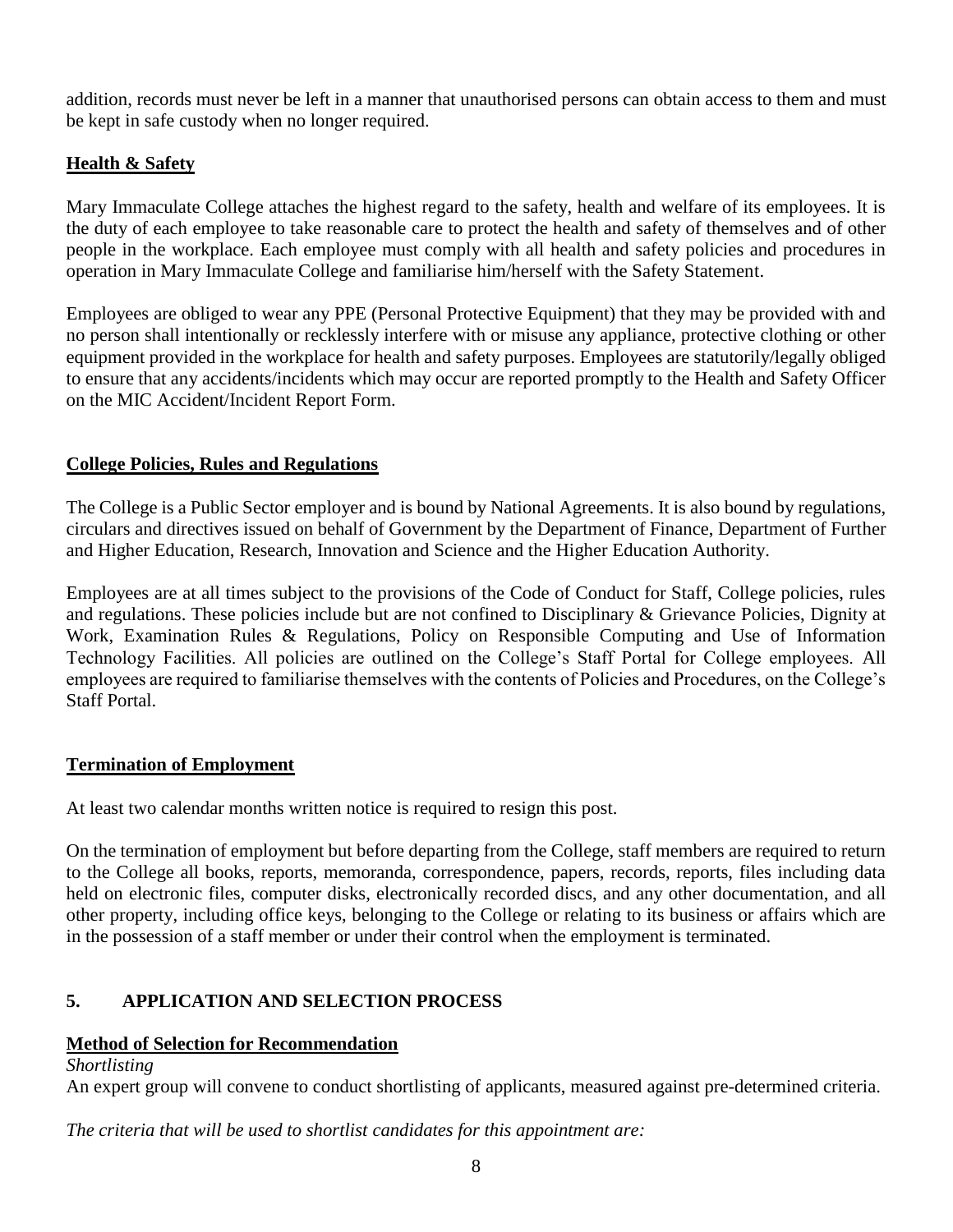addition, records must never be left in a manner that unauthorised persons can obtain access to them and must be kept in safe custody when no longer required.

### **Health & Safety**

Mary Immaculate College attaches the highest regard to the safety, health and welfare of its employees. It is the duty of each employee to take reasonable care to protect the health and safety of themselves and of other people in the workplace. Each employee must comply with all health and safety policies and procedures in operation in Mary Immaculate College and familiarise him/herself with the Safety Statement.

Employees are obliged to wear any PPE (Personal Protective Equipment) that they may be provided with and no person shall intentionally or recklessly interfere with or misuse any appliance, protective clothing or other equipment provided in the workplace for health and safety purposes. Employees are statutorily/legally obliged to ensure that any accidents/incidents which may occur are reported promptly to the Health and Safety Officer on the MIC Accident/Incident Report Form.

### **College Policies, Rules and Regulations**

The College is a Public Sector employer and is bound by National Agreements. It is also bound by regulations, circulars and directives issued on behalf of Government by the Department of Finance, Department of Further and Higher Education, Research, Innovation and Science and the Higher Education Authority.

Employees are at all times subject to the provisions of the Code of Conduct for Staff, College policies, rules and regulations. These policies include but are not confined to Disciplinary & Grievance Policies, Dignity at Work, Examination Rules & Regulations, Policy on Responsible Computing and Use of Information Technology Facilities. All policies are outlined on the College's Staff Portal for College employees. All employees are required to familiarise themselves with the contents of Policies and Procedures, on the College's Staff Portal.

### **Termination of Employment**

At least two calendar months written notice is required to resign this post.

On the termination of employment but before departing from the College, staff members are required to return to the College all books, reports, memoranda, correspondence, papers, records, reports, files including data held on electronic files, computer disks, electronically recorded discs, and any other documentation, and all other property, including office keys, belonging to the College or relating to its business or affairs which are in the possession of a staff member or under their control when the employment is terminated.

## **5. APPLICATION AND SELECTION PROCESS**

### **Method of Selection for Recommendation**

*Shortlisting*

An expert group will convene to conduct shortlisting of applicants, measured against pre-determined criteria.

*The criteria that will be used to shortlist candidates for this appointment are:*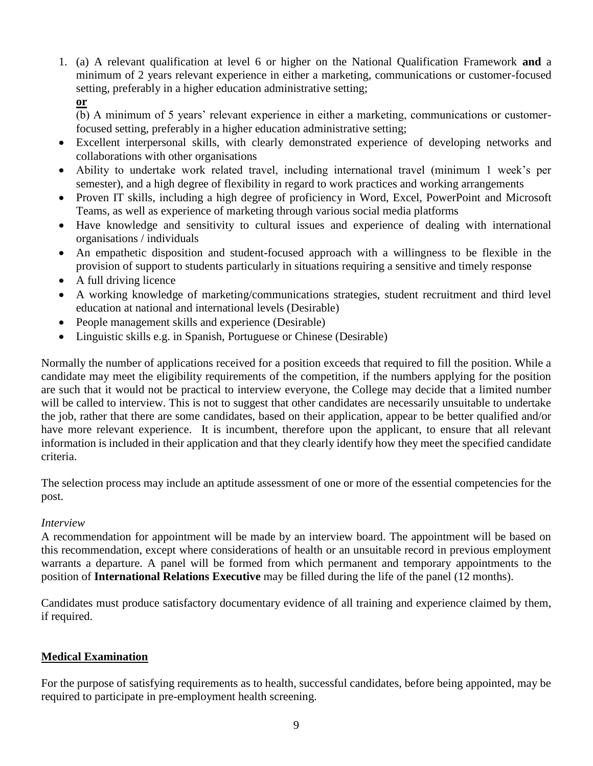1. (a) A relevant qualification at level 6 or higher on the National Qualification Framework **and** a minimum of 2 years relevant experience in either a marketing, communications or customer-focused setting, preferably in a higher education administrative setting;

   **<u>or</u>**

   (b) A minimum of 5 years' relevant experience in either a marketing, communications or customer-focused setting, preferably in a higher education administrative setting;

- Excellent interpersonal skills, with clearly demonstrated experience of developing networks and collaborations with other organisations
- Ability to undertake work related travel, including international travel (minimum 1 week's per semester), and a high degree of flexibility in regard to work practices and working arrangements
- Proven IT skills, including a high degree of proficiency in Word, Excel, PowerPoint and Microsoft Teams, as well as experience of marketing through various social media platforms
- Have knowledge and sensitivity to cultural issues and experience of dealing with international organisations / individuals
- An empathetic disposition and student-focused approach with a willingness to be flexible in the provision of support to students particularly in situations requiring a sensitive and timely response
- A full driving licence
- A working knowledge of marketing/communications strategies, student recruitment and third level education at national and international levels (Desirable)
- People management skills and experience (Desirable)
- Linguistic skills e.g. in Spanish, Portuguese or Chinese (Desirable)

Normally the number of applications received for a position exceeds that required to fill the position. While a candidate may meet the eligibility requirements of the competition, if the numbers applying for the position are such that it would not be practical to interview everyone, the College may decide that a limited number will be called to interview. This is not to suggest that other candidates are necessarily unsuitable to undertake the job, rather that there are some candidates, based on their application, appear to be better qualified and/or have more relevant experience. It is incumbent, therefore upon the applicant, to ensure that all relevant information is included in their application and that they clearly identify how they meet the specified candidate criteria.

The selection process may include an aptitude assessment of one or more of the essential competencies for the post.

*Interview*

A recommendation for appointment will be made by an interview board. The appointment will be based on this recommendation, except where considerations of health or an unsuitable record in previous employment warrants a departure. A panel will be formed from which permanent and temporary appointments to the position of **International Relations Executive** may be filled during the life of the panel (12 months).

Candidates must produce satisfactory documentary evidence of all training and experience claimed by them, if required.

## <u>Medical Examination</u>

For the purpose of satisfying requirements as to health, successful candidates, before being appointed, may be required to participate in pre-employment health screening.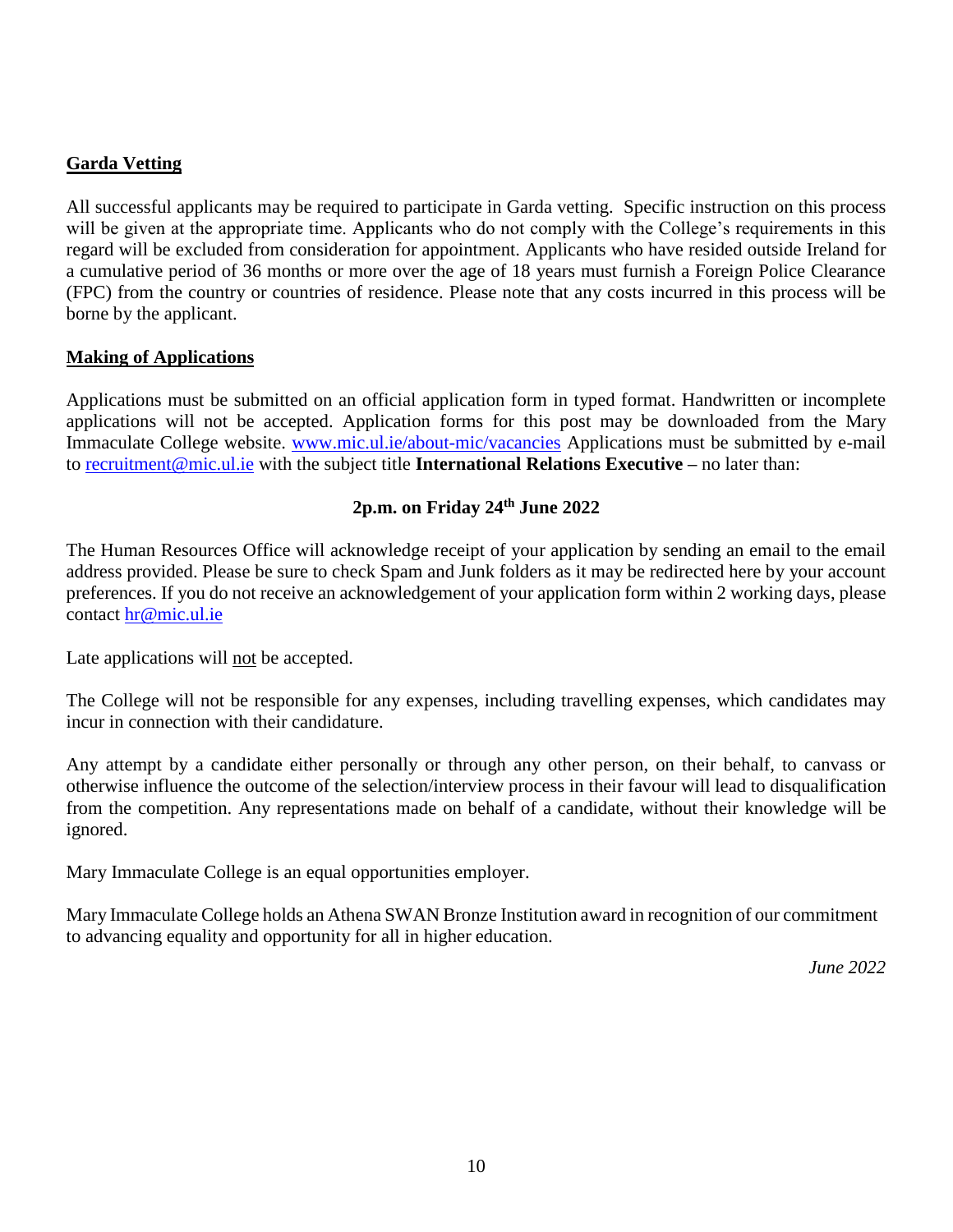## Garda Vetting

All successful applicants may be required to participate in Garda vetting. Specific instruction on this process will be given at the appropriate time. Applicants who do not comply with the College's requirements in this regard will be excluded from consideration for appointment. Applicants who have resided outside Ireland for a cumulative period of 36 months or more over the age of 18 years must furnish a Foreign Police Clearance (FPC) from the country or countries of residence. Please note that any costs incurred in this process will be borne by the applicant.

## Making of Applications

Applications must be submitted on an official application form in typed format. Handwritten or incomplete applications will not be accepted. Application forms for this post may be downloaded from the Mary Immaculate College website. www.mic.ul.ie/about-mic/vacancies Applications must be submitted by e-mail to recruitment@mic.ul.ie with the subject title **International Relations Executive –** no later than:

**2p.m. on Friday 24th June 2022**

The Human Resources Office will acknowledge receipt of your application by sending an email to the email address provided. Please be sure to check Spam and Junk folders as it may be redirected here by your account preferences. If you do not receive an acknowledgement of your application form within 2 working days, please contact hr@mic.ul.ie

Late applications will not be accepted.

The College will not be responsible for any expenses, including travelling expenses, which candidates may incur in connection with their candidature.

Any attempt by a candidate either personally or through any other person, on their behalf, to canvass or otherwise influence the outcome of the selection/interview process in their favour will lead to disqualification from the competition. Any representations made on behalf of a candidate, without their knowledge will be ignored.

Mary Immaculate College is an equal opportunities employer.

Mary Immaculate College holds an Athena SWAN Bronze Institution award in recognition of our commitment to advancing equality and opportunity for all in higher education.

*June 2022*